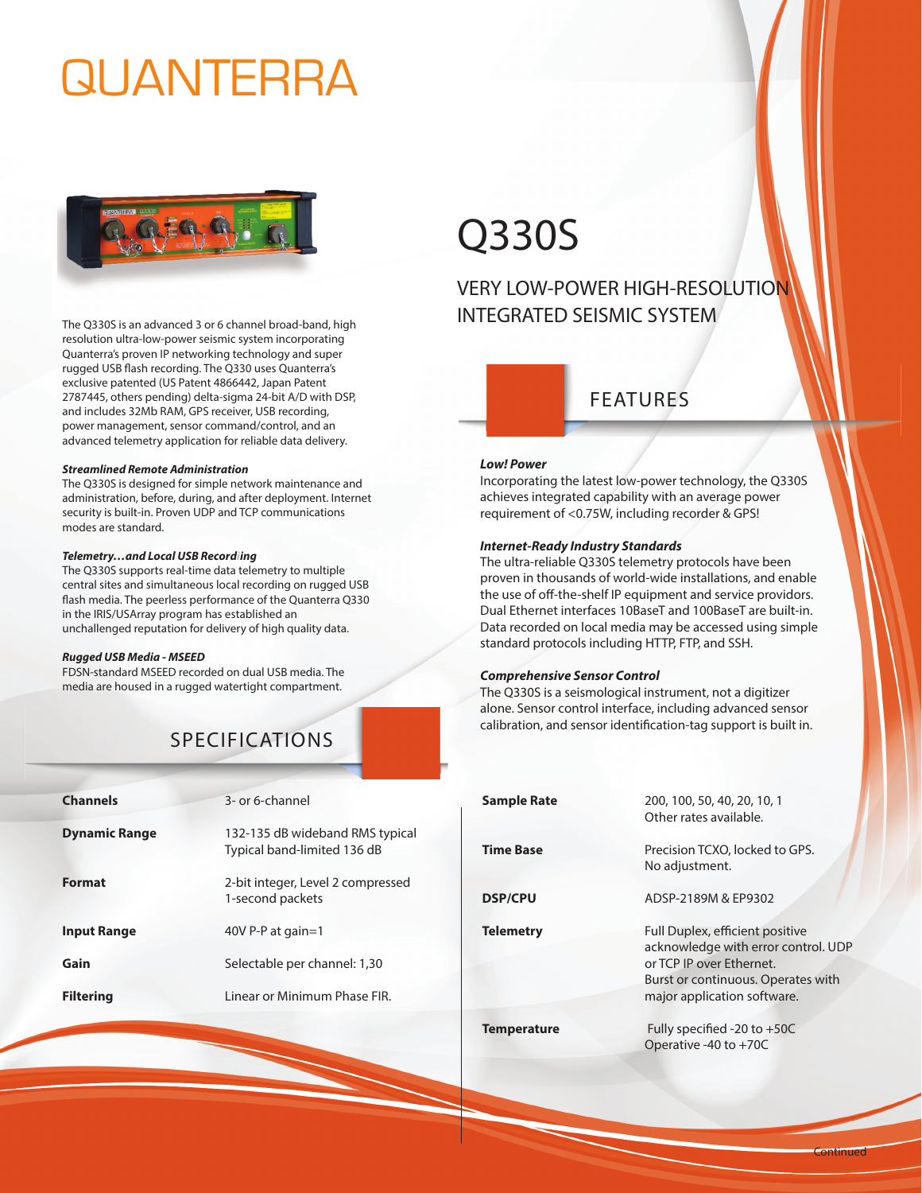# QUANTERRA

The Q330S is an advanced 3 or 6 channel broad-band, high resolution ultra-low-power seismic system incorporating Quanterra's proven IP networking technology and super rugged USB flash recording. The Q330 uses Quanterra's exclusive patented (US Patent 4866442, Japan Patent 2787445, others pending) delta-sigma 24-bit A/D with DSP, and includes 32Mb RAM, GPS receiver, USB recording, power management, sensor command/control, and an advanced telemetry application for reliable data delivery.

***Streamlined Remote Administration***
The Q330S is designed for simple network maintenance and administration, before, during, and after deployment. Internet security is built-in. Proven UDP and TCP communications modes are standard.

***Telemetry…and Local USB Recording***
The Q330S supports real-time data telemetry to multiple central sites and simultaneous local recording on rugged USB flash media. The peerless performance of the Quanterra Q330 in the IRIS/USArray program has established an unchallenged reputation for delivery of high quality data.

***Rugged USB Media - MSEED***
FDSN-standard MSEED recorded on dual USB media. The media are housed in a rugged watertight compartment.

# Q330S

## VERY LOW-POWER HIGH-RESOLUTION INTEGRATED SEISMIC SYSTEM

## FEATURES

***Low! Power***
Incorporating the latest low-power technology, the Q330S achieves integrated capability with an average power requirement of <0.75W, including recorder & GPS!

***Internet-Ready Industry Standards***
The ultra-reliable Q330S telemetry protocols have been proven in thousands of world-wide installations, and enable the use of off-the-shelf IP equipment and service providors. Dual Ethernet interfaces 10BaseT and 100BaseT are built-in. Data recorded on local media may be accessed using simple standard protocols including HTTP, FTP, and SSH.

***Comprehensive Sensor Control***
The Q330S is a seismological instrument, not a digitizer alone. Sensor control interface, including advanced sensor calibration, and sensor identification-tag support is built in.

## SPECIFICATIONS

| | |
|---|---|
| **Channels** | 3- or 6-channel |
| **Dynamic Range** | 132-135 dB wideband RMS typical<br>Typical band-limited 136 dB |
| **Format** | 2-bit integer, Level 2 compressed<br>1-second packets |
| **Input Range** | 40V P-P at gain=1 |
| **Gain** | Selectable per channel: 1,30 |
| **Filtering** | Linear or Minimum Phase FIR. |
| **Sample Rate** | 200, 100, 50, 40, 20, 10, 1<br>Other rates available. |
| **Time Base** | Precision TCXO, locked to GPS.<br>No adjustment. |
| **DSP/CPU** | ADSP-2189M & EP9302 |
| **Telemetry** | Full Duplex, efficient positive acknowledge with error control. UDP or TCP IP over Ethernet.<br>Burst or continuous. Operates with major application software. |
| **Temperature** | Fully specified -20 to +50C<br>Operative -40 to +70C |

Continued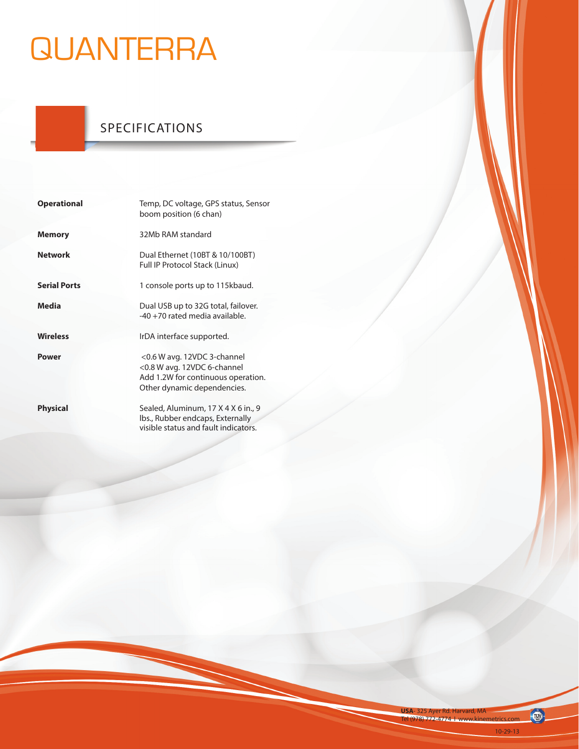# QUANTERRA

## SPECIFICATIONS

| | |
|---|---|
| **Operational** | Temp, DC voltage, GPS status, Sensor boom position (6 chan) |
| **Memory** | 32Mb RAM standard |
| **Network** | Dual Ethernet (10BT & 10/100BT)<br>Full IP Protocol Stack (Linux) |
| **Serial Ports** | 1 console ports up to 115kbaud. |
| **Media** | Dual USB up to 32G total, failover.<br>-40 +70 rated media available. |
| **Wireless** | IrDA interface supported. |
| **Power** | <0.6 W avg. 12VDC 3-channel<br><0.8 W avg. 12VDC 6-channel<br>Add 1.2W for continuous operation.<br>Other dynamic dependencies. |
| **Physical** | Sealed, Aluminum, 17 X 4 X 6 in., 9 lbs., Rubber endcaps, Externally visible status and fault indicators. |

**USA**- 325 Ayer Rd. Harvard, MA
Tel (978) 772-4774 | www.kinemetrics.com

10-29-13